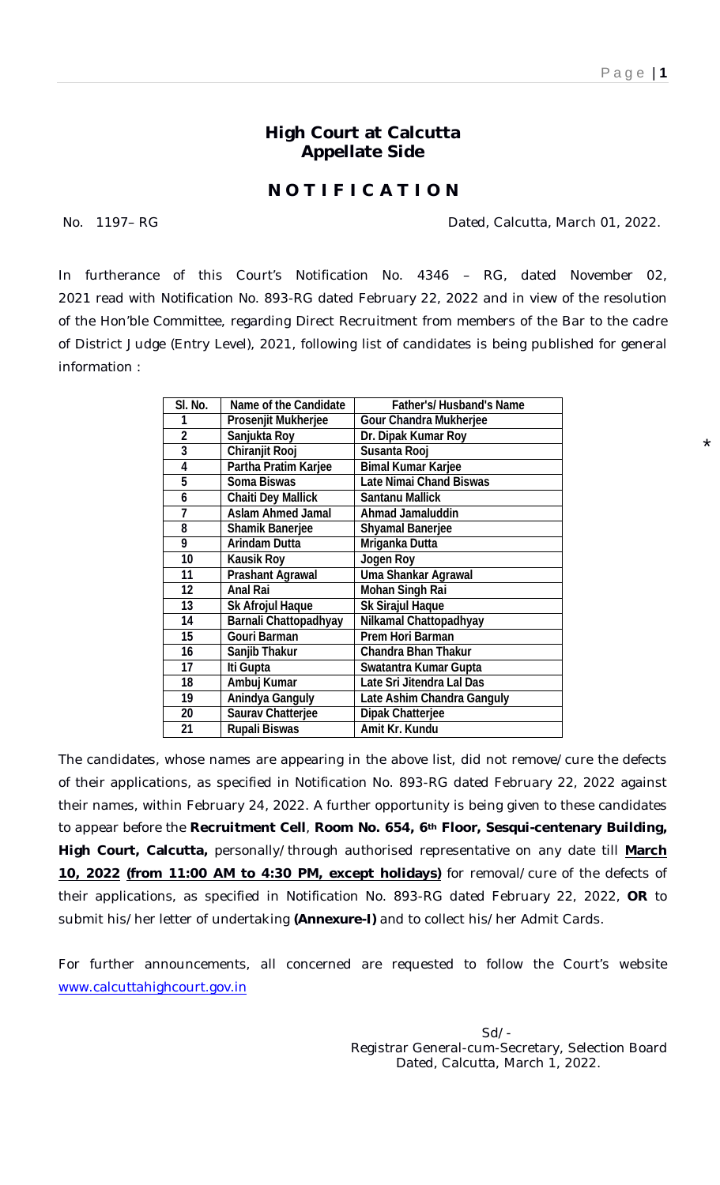# High Court at Calcutta
## Appellate Side

## N O T I F I C A T I O N

No. 1197– RG Dated, Calcutta, March 01, 2022.

In furtherance of this Court's Notification No. 4346 – RG, dated November 02, 2021 read with Notification No. 893-RG dated February 22, 2022 and in view of the resolution of the Hon'ble Committee, regarding Direct Recruitment from members of the Bar to the cadre of District Judge (Entry Level), 2021, following list of candidates is being published for general information :

| Sl. No. | Name of the Candidate | Father's/ Husband's Name |
|---|---|---|
| 1 | Prosenjit Mukherjee | Gour Chandra Mukherjee |
| 2 | Sanjukta Roy | Dr. Dipak Kumar Roy |
| 3 | Chiranjit Rooj | Susanta Rooj |
| 4 | Partha Pratim Karjee | Bimal Kumar Karjee |
| 5 | Soma Biswas | Late Nimai Chand Biswas |
| 6 | Chaiti Dey Mallick | Santanu Mallick |
| 7 | Aslam Ahmed Jamal | Ahmad Jamaluddin |
| 8 | Shamik Banerjee | Shyamal Banerjee |
| 9 | Arindam Dutta | Mriganka Dutta |
| 10 | Kausik Roy | Jogen Roy |
| 11 | Prashant Agrawal | Uma Shankar Agrawal |
| 12 | Anal Rai | Mohan Singh Rai |
| 13 | Sk Afrojul Haque | Sk Sirajul Haque |
| 14 | Barnali Chattopadhyay | Nilkamal Chattopadhyay |
| 15 | Gouri Barman | Prem Hori Barman |
| 16 | Sanjib Thakur | Chandra Bhan Thakur |
| 17 | Iti Gupta | Swatantra Kumar Gupta |
| 18 | Ambuj Kumar | Late Sri Jitendra Lal Das |
| 19 | Anindya Ganguly | Late Ashim Chandra Ganguly |
| 20 | Saurav Chatterjee | Dipak Chatterjee |
| 21 | Rupali Biswas | Amit Kr. Kundu |

*

The candidates, whose names are appearing in the above list, did not remove/cure the defects of their applications, as specified in Notification No. 893-RG dated February 22, 2022 against their names, within February 24, 2022. A further opportunity is being given to these candidates to appear before the **Recruitment Cell**, **Room No. 654, 6th Floor, Sesqui-centenary Building, High Court, Calcutta,** personally/through authorised representative on any date till **March 10, 2022** **(from 11:00 AM to 4:30 PM, except holidays)** for removal/cure of the defects of their applications, as specified in Notification No. 893-RG dated February 22, 2022, **OR** to submit his/her letter of undertaking **(Annexure-I)** and to collect his/her Admit Cards.

For further announcements, all concerned are requested to follow the Court's website www.calcuttahighcourt.gov.in

Sd/-
Registrar General-cum-Secretary, Selection Board
Dated, Calcutta, March 1, 2022.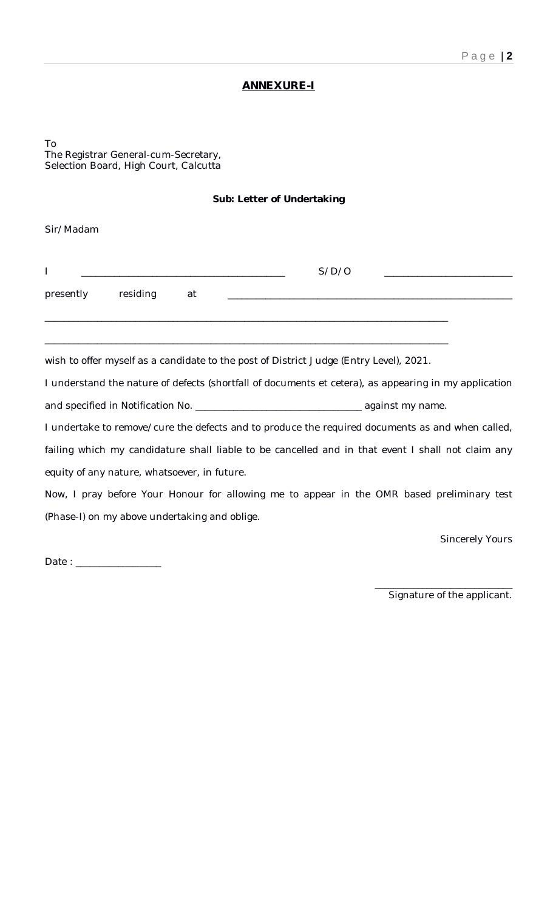## ANNEXURE-I

To
The Registrar General-cum-Secretary,
Selection Board, High Court, Calcutta

**Sub: Letter of Undertaking**

Sir/Madam

I ________________________________________ S/D/O ________________________
presently residing at ________________________________________________________
________________________________________________________________________________
________________________________________________________________________________
wish to offer myself as a candidate to the post of District Judge (Entry Level), 2021.

I understand the nature of defects (shortfall of documents et cetera), as appearing in my application and specified in Notification No. ________________________________ against my name.

I undertake to remove/cure the defects and to produce the required documents as and when called, failing which my candidature shall liable to be cancelled and in that event I shall not claim any equity of any nature, whatsoever, in future.

Now, I pray before Your Honour for allowing me to appear in the OMR based preliminary test (Phase-I) on my above undertaking and oblige.

Sincerely Yours

Date : _________________

___________________________
Signature of the applicant.